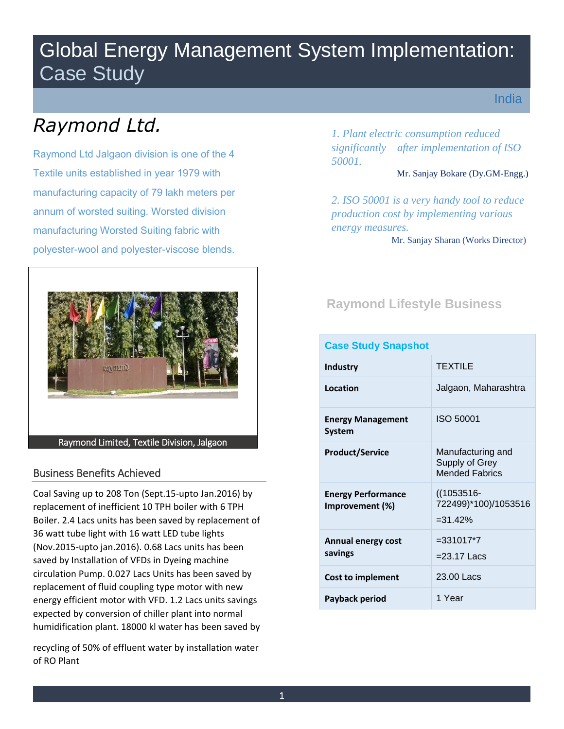# Global Energy Management System Implementation: Case Study

India

## Raymond Ltd.

Raymond Ltd Jalgaon division is one of the 4 Textile units established in year 1979 with manufacturing capacity of 79 lakh meters per annum of worsted suiting. Worsted division manufacturing Worsted Suiting fabric with polyester-wool and polyester-viscose blends.

Raymond Limited, Textile Division, Jalgaon

*1. Plant electric consumption reduced significantly after implementation of ISO 50001.*

Mr. Sanjay Bokare (Dy.GM-Engg.)

*2. ISO 50001 is a very handy tool to reduce production cost by implementing various energy measures.*

Mr. Sanjay Sharan (Works Director)

### Raymond Lifestyle Business

| Case Study Snapshot | |
|---|---|
| **Industry** | TEXTILE |
| **Location** | Jalgaon, Maharashtra |
| **Energy Management System** | ISO 50001 |
| **Product/Service** | Manufacturing and Supply of Grey Mended Fabrics |
| **Energy Performance Improvement (%)** | ((1053516-722499)*100)/1053516 =31.42% |
| **Annual energy cost savings** | =331017*7 =23.17 Lacs |
| **Cost to implement** | 23.00 Lacs |
| **Payback period** | 1 Year |

### Business Benefits Achieved

Coal Saving up to 208 Ton (Sept.15-upto Jan.2016) by replacement of inefficient 10 TPH boiler with 6 TPH Boiler. 2.4 Lacs units has been saved by replacement of 36 watt tube light with 16 watt LED tube lights (Nov.2015-upto jan.2016). 0.68 Lacs units has been saved by Installation of VFDs in Dyeing machine circulation Pump. 0.027 Lacs Units has been saved by replacement of fluid coupling type motor with new energy efficient motor with VFD. 1.2 Lacs units savings expected by conversion of chiller plant into normal humidification plant. 18000 kl water has been saved by

recycling of 50% of effluent water by installation water of RO Plant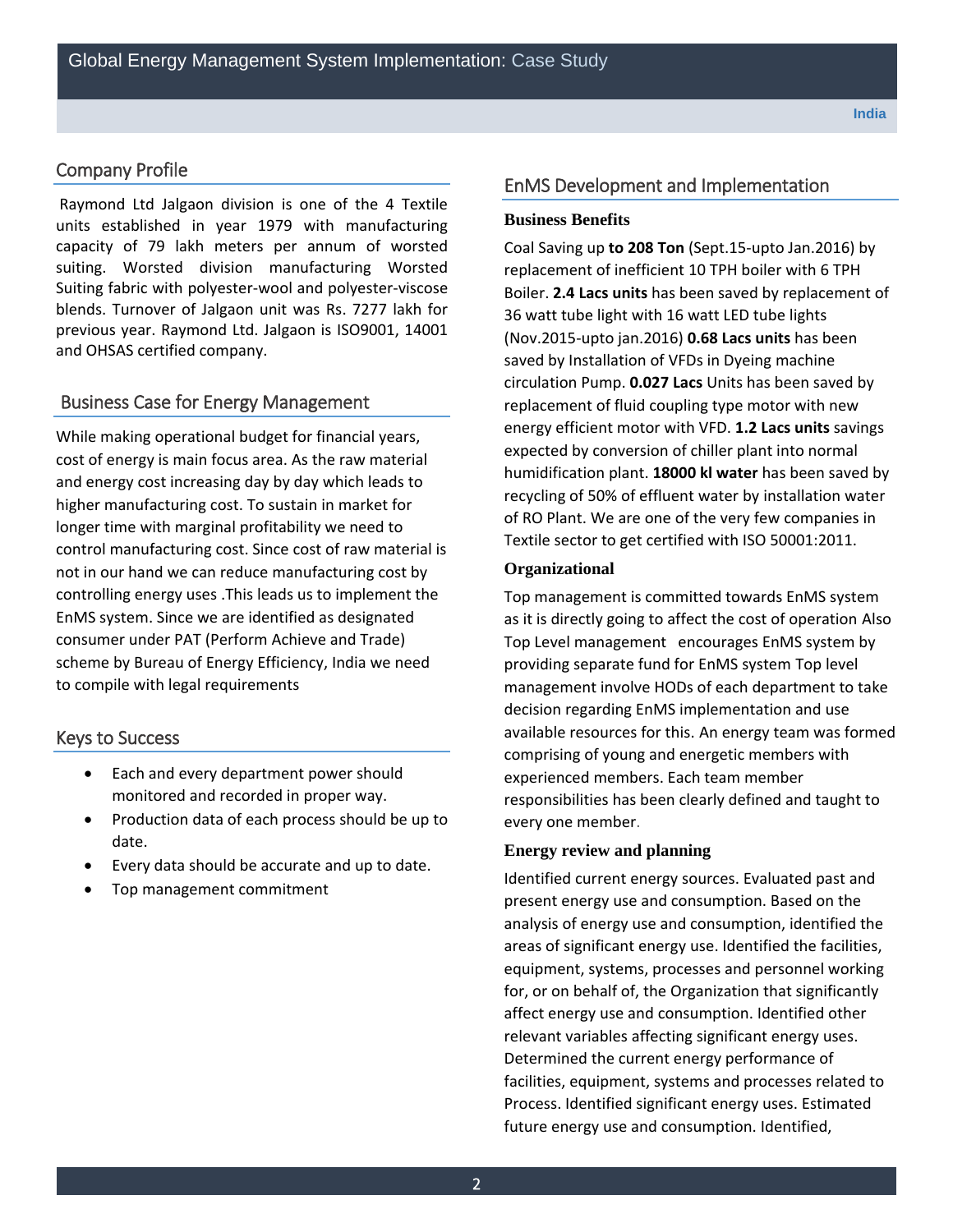## Company Profile

Raymond Ltd Jalgaon division is one of the 4 Textile units established in year 1979 with manufacturing capacity of 79 lakh meters per annum of worsted suiting. Worsted division manufacturing Worsted Suiting fabric with polyester-wool and polyester-viscose blends. Turnover of Jalgaon unit was Rs. 7277 lakh for previous year. Raymond Ltd. Jalgaon is ISO9001, 14001 and OHSAS certified company.

## Business Case for Energy Management

While making operational budget for financial years, cost of energy is main focus area. As the raw material and energy cost increasing day by day which leads to higher manufacturing cost. To sustain in market for longer time with marginal profitability we need to control manufacturing cost. Since cost of raw material is not in our hand we can reduce manufacturing cost by controlling energy uses .This leads us to implement the EnMS system. Since we are identified as designated consumer under PAT (Perform Achieve and Trade) scheme by Bureau of Energy Efficiency, India we need to compile with legal requirements

## Keys to Success

- Each and every department power should monitored and recorded in proper way.
- Production data of each process should be up to date.
- Every data should be accurate and up to date.
- Top management commitment

## EnMS Development and Implementation

### Business Benefits

Coal Saving up **to 208 Ton** (Sept.15-upto Jan.2016) by replacement of inefficient 10 TPH boiler with 6 TPH Boiler. **2.4 Lacs units** has been saved by replacement of 36 watt tube light with 16 watt LED tube lights (Nov.2015-upto jan.2016) **0.68 Lacs units** has been saved by Installation of VFDs in Dyeing machine circulation Pump. **0.027 Lacs** Units has been saved by replacement of fluid coupling type motor with new energy efficient motor with VFD. **1.2 Lacs units** savings expected by conversion of chiller plant into normal humidification plant. **18000 kl water** has been saved by recycling of 50% of effluent water by installation water of RO Plant. We are one of the very few companies in Textile sector to get certified with ISO 50001:2011.

### Organizational

Top management is committed towards EnMS system as it is directly going to affect the cost of operation Also Top Level management encourages EnMS system by providing separate fund for EnMS system Top level management involve HODs of each department to take decision regarding EnMS implementation and use available resources for this. An energy team was formed comprising of young and energetic members with experienced members. Each team member responsibilities has been clearly defined and taught to every one member.

### Energy review and planning

Identified current energy sources. Evaluated past and present energy use and consumption. Based on the analysis of energy use and consumption, identified the areas of significant energy use. Identified the facilities, equipment, systems, processes and personnel working for, or on behalf of, the Organization that significantly affect energy use and consumption. Identified other relevant variables affecting significant energy uses. Determined the current energy performance of facilities, equipment, systems and processes related to Process. Identified significant energy uses. Estimated future energy use and consumption. Identified,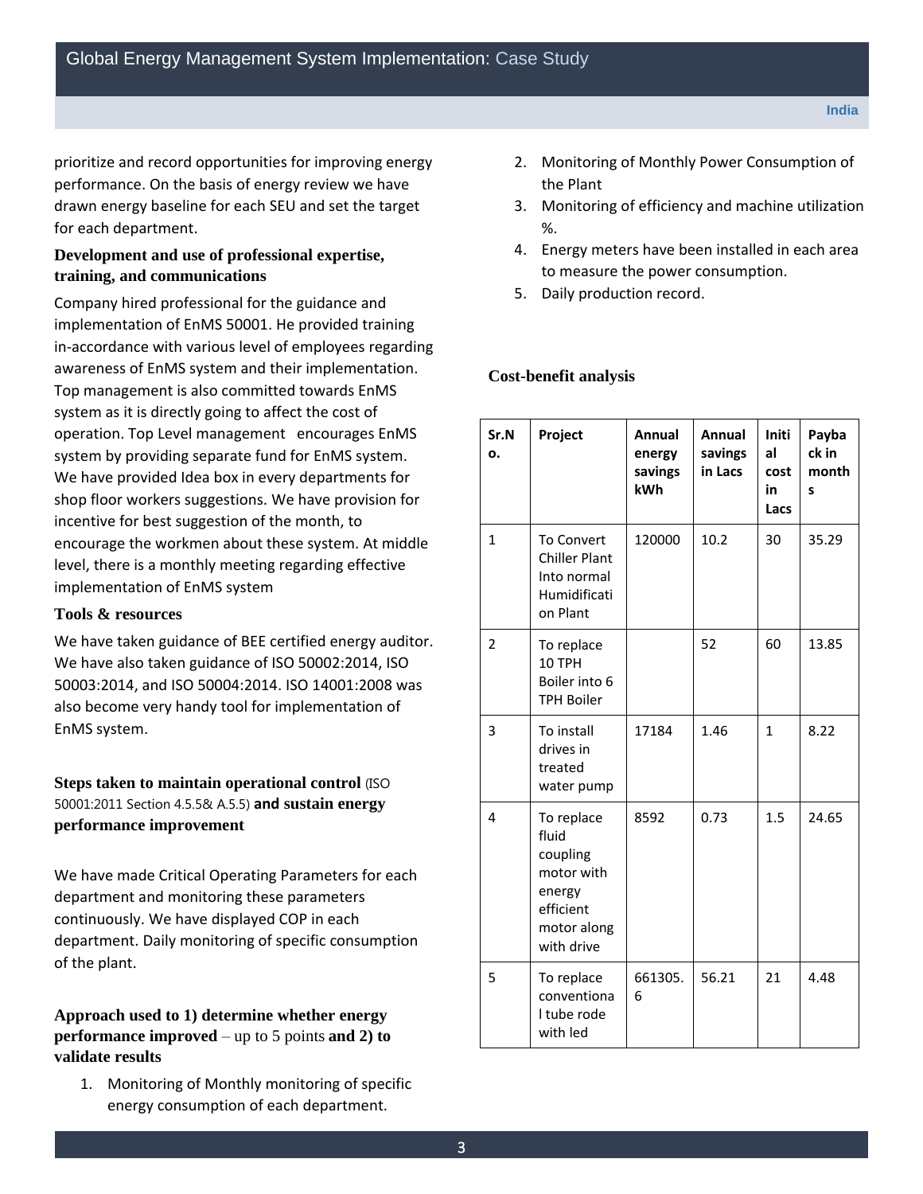prioritize and record opportunities for improving energy performance. On the basis of energy review we have drawn energy baseline for each SEU and set the target for each department.

### Development and use of professional expertise, training, and communications

Company hired professional for the guidance and implementation of EnMS 50001. He provided training in-accordance with various level of employees regarding awareness of EnMS system and their implementation. Top management is also committed towards EnMS system as it is directly going to affect the cost of operation. Top Level management encourages EnMS system by providing separate fund for EnMS system. We have provided Idea box in every departments for shop floor workers suggestions. We have provision for incentive for best suggestion of the month, to encourage the workmen about these system. At middle level, there is a monthly meeting regarding effective implementation of EnMS system

### Tools & resources

We have taken guidance of BEE certified energy auditor. We have also taken guidance of ISO 50002:2014, ISO 50003:2014, and ISO 50004:2014. ISO 14001:2008 was also become very handy tool for implementation of EnMS system.

### Steps taken to maintain operational control (ISO 50001:2011 Section 4.5.5& A.5.5) and sustain energy performance improvement

We have made Critical Operating Parameters for each department and monitoring these parameters continuously. We have displayed COP in each department. Daily monitoring of specific consumption of the plant.

### Approach used to 1) determine whether energy performance improved – up to 5 points and 2) to validate results

1. Monitoring of Monthly monitoring of specific energy consumption of each department.
2. Monitoring of Monthly Power Consumption of the Plant
3. Monitoring of efficiency and machine utilization %.
4. Energy meters have been installed in each area to measure the power consumption.
5. Daily production record.

### Cost-benefit analysis

| Sr.No. | Project | Annual energy savings kWh | Annual savings in Lacs | Initial cost in Lacs | Payback in months |
|---|---|---|---|---|---|
| 1 | To Convert Chiller Plant Into normal Humidification Plant | 120000 | 10.2 | 30 | 35.29 |
| 2 | To replace 10 TPH Boiler into 6 TPH Boiler | | 52 | 60 | 13.85 |
| 3 | To install drives in treated water pump | 17184 | 1.46 | 1 | 8.22 |
| 4 | To replace fluid coupling motor with energy efficient motor along with drive | 8592 | 0.73 | 1.5 | 24.65 |
| 5 | To replace conventional tube rode with led | 661305.6 | 56.21 | 21 | 4.48 |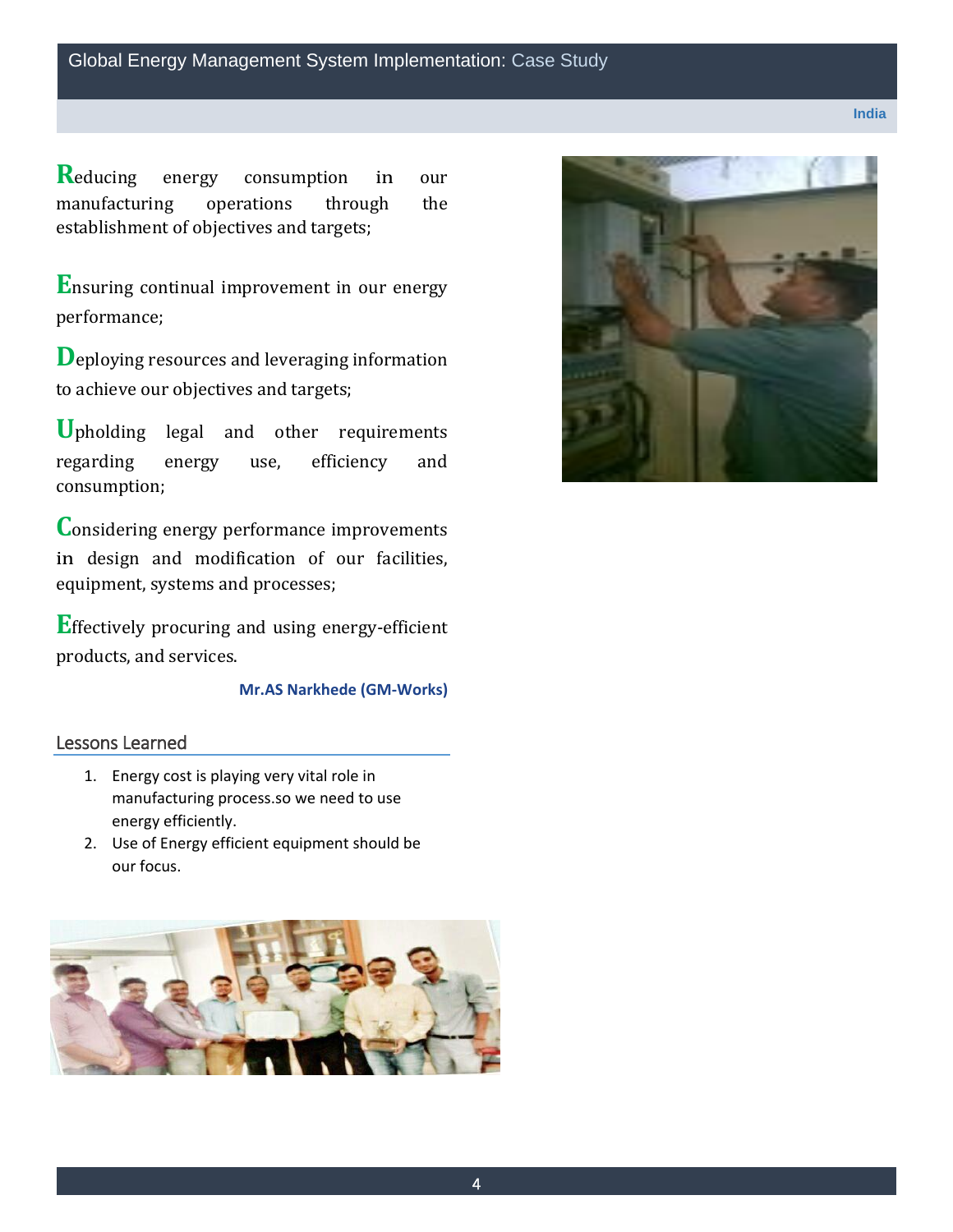**R**educing energy consumption in our manufacturing operations through the establishment of objectives and targets;

**E**nsuring continual improvement in our energy performance;

**D**eploying resources and leveraging information to achieve our objectives and targets;

**U**pholding legal and other requirements regarding energy use, efficiency and consumption;

**C**onsidering energy performance improvements in design and modification of our facilities, equipment, systems and processes;

**E**ffectively procuring and using energy-efficient products, and services.

**Mr.AS Narkhede (GM-Works)**

## Lessons Learned

1. Energy cost is playing very vital role in manufacturing process.so we need to use energy efficiently.
2. Use of Energy efficient equipment should be our focus.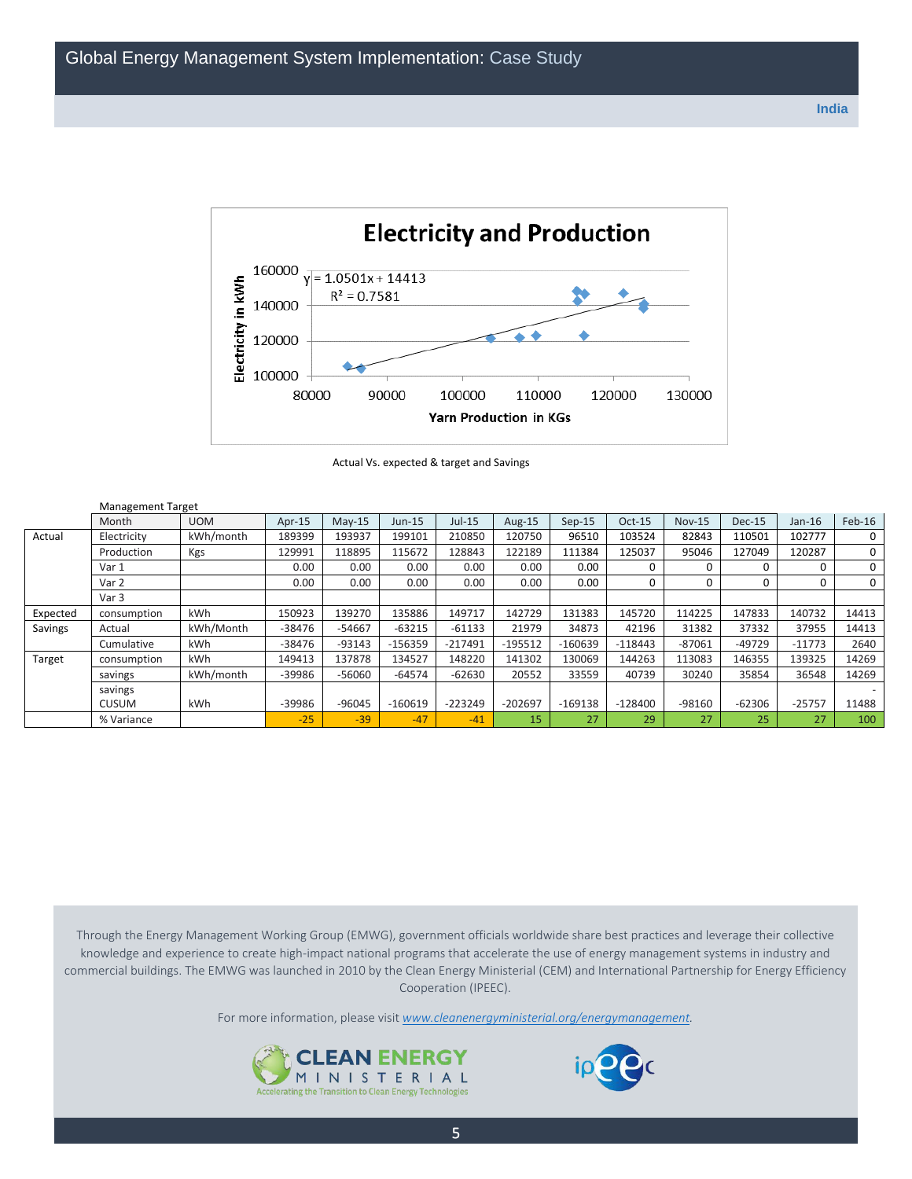Electricity and Production

y = 1.0501x + 14413

$R^2$ = 0.7581

Electricity in kWh

160000
140000
120000
100000

80000 90000 100000 110000 120000 130000

Yarn Production in KGs

Actual Vs. expected & target and Savings

Management Target

| | | | | | | | | | | | | | |
|---|---|---|---|---|---|---|---|---|---|---|---|---|---|
| | Month | UOM | Apr-15 | May-15 | Jun-15 | Jul-15 | Aug-15 | Sep-15 | Oct-15 | Nov-15 | Dec-15 | Jan-16 | Feb-16 |
| Actual | Electricity | kWh/month | 189399 | 193937 | 199101 | 210850 | 120750 | 96510 | 103524 | 82843 | 110501 | 102777 | 0 |
| | Production | Kgs | 129991 | 118895 | 115672 | 128843 | 122189 | 111384 | 125037 | 95046 | 127049 | 120287 | 0 |
| | Var 1 | | 0.00 | 0.00 | 0.00 | 0.00 | 0.00 | 0.00 | 0 | 0 | 0 | 0 | 0 |
| | Var 2 | | 0.00 | 0.00 | 0.00 | 0.00 | 0.00 | 0.00 | 0 | 0 | 0 | 0 | 0 |
| | Var 3 | | | | | | | | | | | | |
| Expected | consumption | kWh | 150923 | 139270 | 135886 | 149717 | 142729 | 131383 | 145720 | 114225 | 147833 | 140732 | 14413 |
| Savings | Actual | kWh/Month | -38476 | -54667 | -63215 | -61133 | 21979 | 34873 | 42196 | 31382 | 37332 | 37955 | 14413 |
| | Cumulative | kWh | -38476 | -93143 | -156359 | -217491 | -195512 | -160639 | -118443 | -87061 | -49729 | -11773 | 2640 |
| Target | consumption | kWh | 149413 | 137878 | 134527 | 148220 | 141302 | 130069 | 144263 | 113083 | 146355 | 139325 | 14269 |
| | savings | kWh/month | -39986 | -56060 | -64574 | -62630 | 20552 | 33559 | 40739 | 30240 | 35854 | 36548 | 14269 |
| | savings CUSUM | kWh | -39986 | -96045 | -160619 | -223249 | -202697 | -169138 | -128400 | -98160 | -62306 | -25757 | -11488 |
| | % Variance | | -25 | -39 | -47 | -41 | 15 | 27 | 29 | 27 | 25 | 27 | 100 |

Through the Energy Management Working Group (EMWG), government officials worldwide share best practices and leverage their collective knowledge and experience to create high-impact national programs that accelerate the use of energy management systems in industry and commercial buildings. The EMWG was launched in 2010 by the Clean Energy Ministerial (CEM) and International Partnership for Energy Efficiency Cooperation (IPEEC).

For more information, please visit *www.cleanenergyministerial.org/energymanagement*.

CLEAN ENERGY MINISTERIAL
Accelerating the Transition to Clean Energy Technologies

ipeec